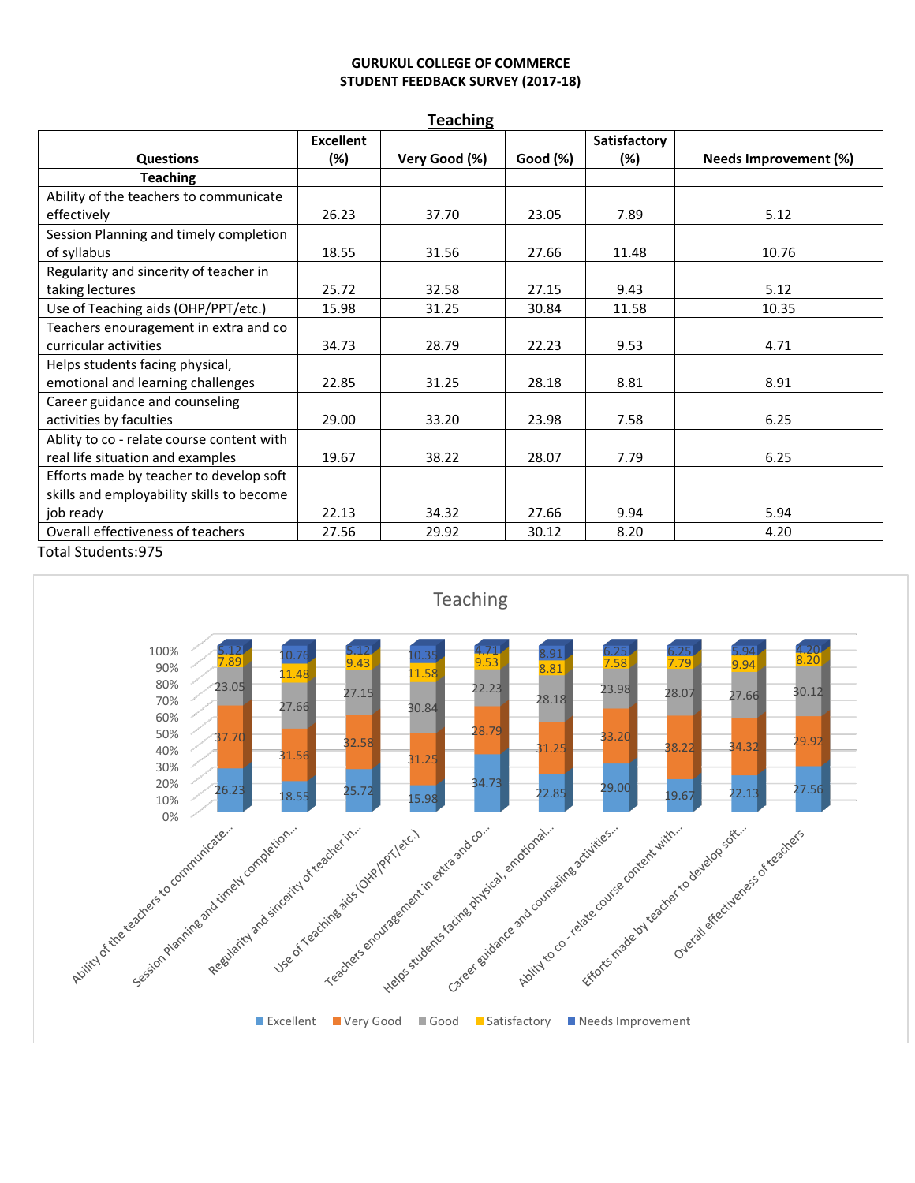**GURUKUL COLLEGE OF COMMERCE**
**STUDENT FEEDBACK SURVEY (2017-18)**

## Teaching

| Questions | Excellent (%) | Very Good (%) | Good (%) | Satisfactory (%) | Needs Improvement (%) |
|---|---|---|---|---|---|
| **Teaching** | | | | | |
| Ability of the teachers to communicate effectively | 26.23 | 37.70 | 23.05 | 7.89 | 5.12 |
| Session Planning and timely completion of syllabus | 18.55 | 31.56 | 27.66 | 11.48 | 10.76 |
| Regularity and sincerity of teacher in taking lectures | 25.72 | 32.58 | 27.15 | 9.43 | 5.12 |
| Use of Teaching aids (OHP/PPT/etc.) | 15.98 | 31.25 | 30.84 | 11.58 | 10.35 |
| Teachers enouragement in extra and co curricular activities | 34.73 | 28.79 | 22.23 | 9.53 | 4.71 |
| Helps students facing physical, emotional and learning challenges | 22.85 | 31.25 | 28.18 | 8.81 | 8.91 |
| Career guidance and counseling activities by faculties | 29.00 | 33.20 | 23.98 | 7.58 | 6.25 |
| Ablity to co - relate course content with real life situation and examples | 19.67 | 38.22 | 28.07 | 7.79 | 6.25 |
| Efforts made by teacher to develop soft skills and employability skills to become job ready | 22.13 | 34.32 | 27.66 | 9.94 | 5.94 |
| Overall effectiveness of teachers | 27.56 | 29.92 | 30.12 | 8.20 | 4.20 |

Total Students:975

Teaching

100%
90%
80%
70%
60%
50%
40%
30%
20%
10%
0%

5.12 7.89 23.05 37.70 26.23
10.76 11.48 27.66 31.56 18.55
5.12 9.43 27.15 32.58 25.72
10.35 11.58 30.84 31.25 15.98
4.71 9.53 22.23 28.79 34.73
8.91 8.81 28.18 31.25 22.85
6.25 7.58 23.98 33.20 29.00
6.25 7.79 28.07 38.22 19.67
5.94 9.94 27.66 34.32 22.13
4.20 8.20 30.12 29.92 27.56

Ability of the teachers to communicate...
Session Planning and timely completion...
Regularity and sincerity of teacher in...
Use of Teaching aids (OHP/PPT/etc.)
Teachers enouragement in extra and co...
Helps students facing physical, emotional...
Career guidance and counseling activities...
Ablity to co - relate course content with...
Efforts made by teacher to develop soft...
Overall effectiveness of teachers

Excellent | Very Good | Good | Satisfactory | Needs Improvement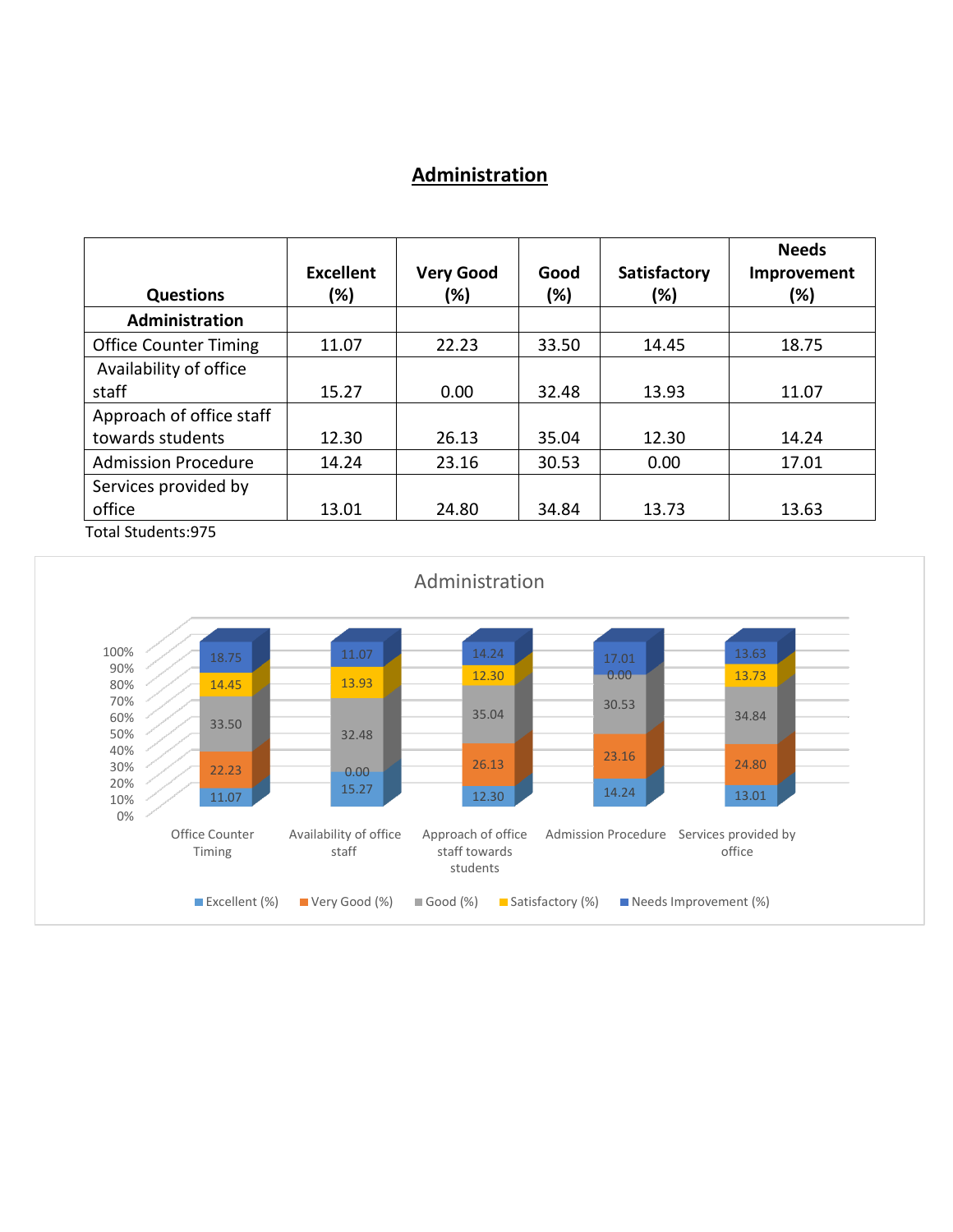# Administration

| Questions | Excellent (%) | Very Good (%) | Good (%) | Satisfactory (%) | Needs Improvement (%) |
|---|---|---|---|---|---|
| **Administration** | | | | | |
| Office Counter Timing | 11.07 | 22.23 | 33.50 | 14.45 | 18.75 |
| Availability of office staff | 15.27 | 0.00 | 32.48 | 13.93 | 11.07 |
| Approach of office staff towards students | 12.30 | 26.13 | 35.04 | 12.30 | 14.24 |
| Admission Procedure | 14.24 | 23.16 | 30.53 | 0.00 | 17.01 |
| Services provided by office | 13.01 | 24.80 | 34.84 | 13.73 | 13.63 |

Total Students:975

Administration

100%
90%
80%
70%
60%
50%
40%
30%
20%
10%
0%

18.75
14.45
33.50
22.23
11.07

11.07
13.93
32.48
0.00
15.27

14.24
12.30
35.04
26.13
12.30

17.01
0.00
30.53
23.16
14.24

13.63
13.73
34.84
24.80
13.01

Office Counter Timing
Availability of office staff
Approach of office staff towards students
Admission Procedure
Services provided by office

Excellent (%) Very Good (%) Good (%) Satisfactory (%) Needs Improvement (%)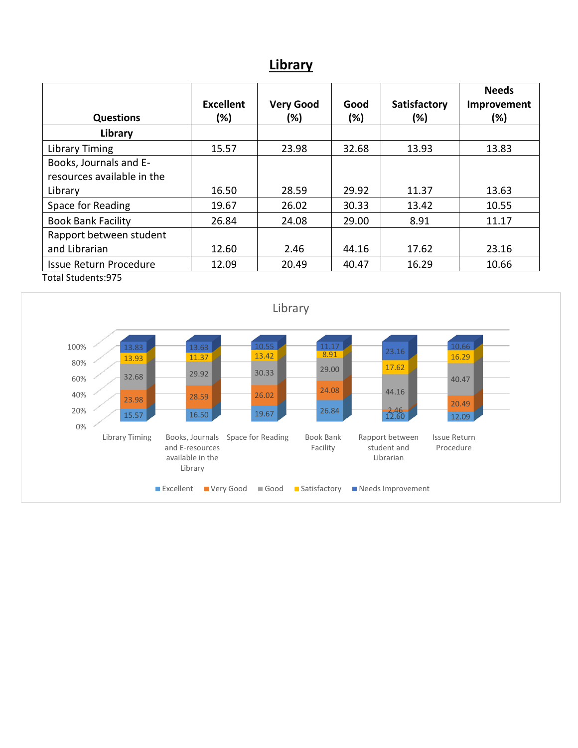# Library

| Questions | Excellent (%) | Very Good (%) | Good (%) | Satisfactory (%) | Needs Improvement (%) |
|---|---|---|---|---|---|
| **Library** | | | | | |
| Library Timing | 15.57 | 23.98 | 32.68 | 13.93 | 13.83 |
| Books, Journals and E-resources available in the Library | 16.50 | 28.59 | 29.92 | 11.37 | 13.63 |
| Space for Reading | 19.67 | 26.02 | 30.33 | 13.42 | 10.55 |
| Book Bank Facility | 26.84 | 24.08 | 29.00 | 8.91 | 11.17 |
| Rapport between student and Librarian | 12.60 | 2.46 | 44.16 | 17.62 | 23.16 |
| Issue Return Procedure | 12.09 | 20.49 | 40.47 | 16.29 | 10.66 |

Total Students:975

Library

100%
80%
60%
40%
20%
0%

Library Timing: 15.57, 23.98, 32.68, 13.93, 13.83
Books, Journals and E-resources available in the Library: 16.50, 28.59, 29.92, 11.37, 13.63
Space for Reading: 19.67, 26.02, 30.33, 13.42, 10.55
Book Bank Facility: 26.84, 24.08, 29.00, 8.91, 11.17
Rapport between student and Librarian: 12.60, 2.46, 44.16, 17.62, 23.16
Issue Return Procedure: 12.09, 20.49, 40.47, 16.29, 10.66

Excellent, Very Good, Good, Satisfactory, Needs Improvement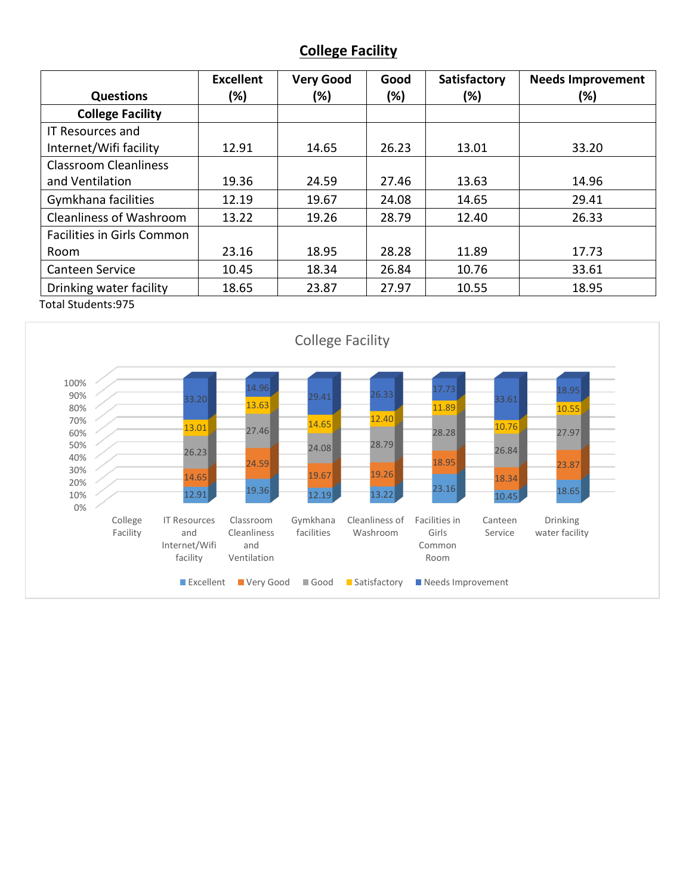# College Facility

| Questions | Excellent (%) | Very Good (%) | Good (%) | Satisfactory (%) | Needs Improvement (%) |
|---|---|---|---|---|---|
| **College Facility** | | | | | |
| IT Resources and Internet/Wifi facility | 12.91 | 14.65 | 26.23 | 13.01 | 33.20 |
| Classroom Cleanliness and Ventilation | 19.36 | 24.59 | 27.46 | 13.63 | 14.96 |
| Gymkhana facilities | 12.19 | 19.67 | 24.08 | 14.65 | 29.41 |
| Cleanliness of Washroom | 13.22 | 19.26 | 28.79 | 12.40 | 26.33 |
| Facilities in Girls Common Room | 23.16 | 18.95 | 28.28 | 11.89 | 17.73 |
| Canteen Service | 10.45 | 18.34 | 26.84 | 10.76 | 33.61 |
| Drinking water facility | 18.65 | 23.87 | 27.97 | 10.55 | 18.95 |

Total Students:975

College Facility

100%
90%
80%
70%
60%
50%
40%
30%
20%
10%
0%

College Facility
IT Resources and Internet/Wifi facility: 12.91, 14.65, 26.23, 13.01, 33.20
Classroom Cleanliness and Ventilation: 19.36, 24.59, 27.46, 13.63, 14.96
Gymkhana facilities: 12.19, 19.67, 24.08, 14.65, 29.41
Cleanliness of Washroom: 13.22, 19.26, 28.79, 12.40, 26.33
Facilities in Girls Common Room: 23.16, 18.95, 28.28, 11.89, 17.73
Canteen Service: 10.45, 18.34, 26.84, 10.76, 33.61
Drinking water facility: 18.65, 23.87, 27.97, 10.55, 18.95

Excellent | Very Good | Good | Satisfactory | Needs Improvement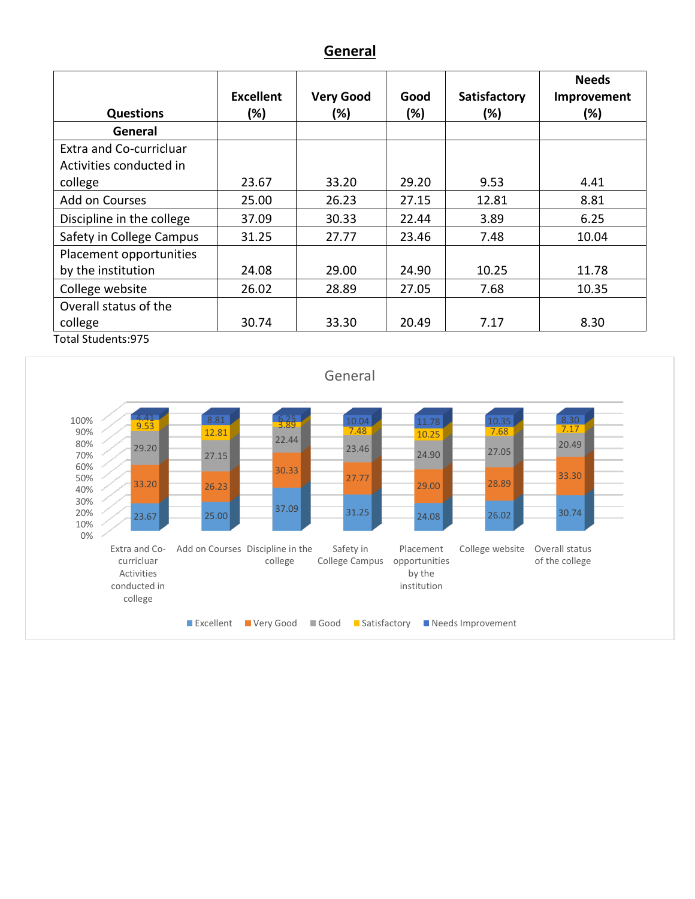# General

| Questions | Excellent (%) | Very Good (%) | Good (%) | Satisfactory (%) | Needs Improvement (%) |
|---|---|---|---|---|---|
| **General** | | | | | |
| Extra and Co-curricluar Activities conducted in college | 23.67 | 33.20 | 29.20 | 9.53 | 4.41 |
| Add on Courses | 25.00 | 26.23 | 27.15 | 12.81 | 8.81 |
| Discipline in the college | 37.09 | 30.33 | 22.44 | 3.89 | 6.25 |
| Safety in College Campus | 31.25 | 27.77 | 23.46 | 7.48 | 10.04 |
| Placement opportunities by the institution | 24.08 | 29.00 | 24.90 | 10.25 | 11.78 |
| College website | 26.02 | 28.89 | 27.05 | 7.68 | 10.35 |
| Overall status of the college | 30.74 | 33.30 | 20.49 | 7.17 | 8.30 |

Total Students:975

General

100%
90%
80%
70%
60%
50%
40%
30%
20%
10%
0%

23.67 33.20 29.20 9.53 4.41
25.00 26.23 27.15 12.81 8.81
37.09 30.33 22.44 3.89 6.25
31.25 27.77 23.46 7.48 10.04
24.08 29.00 24.90 10.25 11.78
26.02 28.89 27.05 7.68 10.35
30.74 33.30 20.49 7.17 8.30

Extra and Co-curricular Activities conducted in college
Add on Courses
Discipline in the college
Safety in College Campus
Placement opportunities by the institution
College website
Overall status of the college

Excellent · Very Good · Good · Satisfactory · Needs Improvement